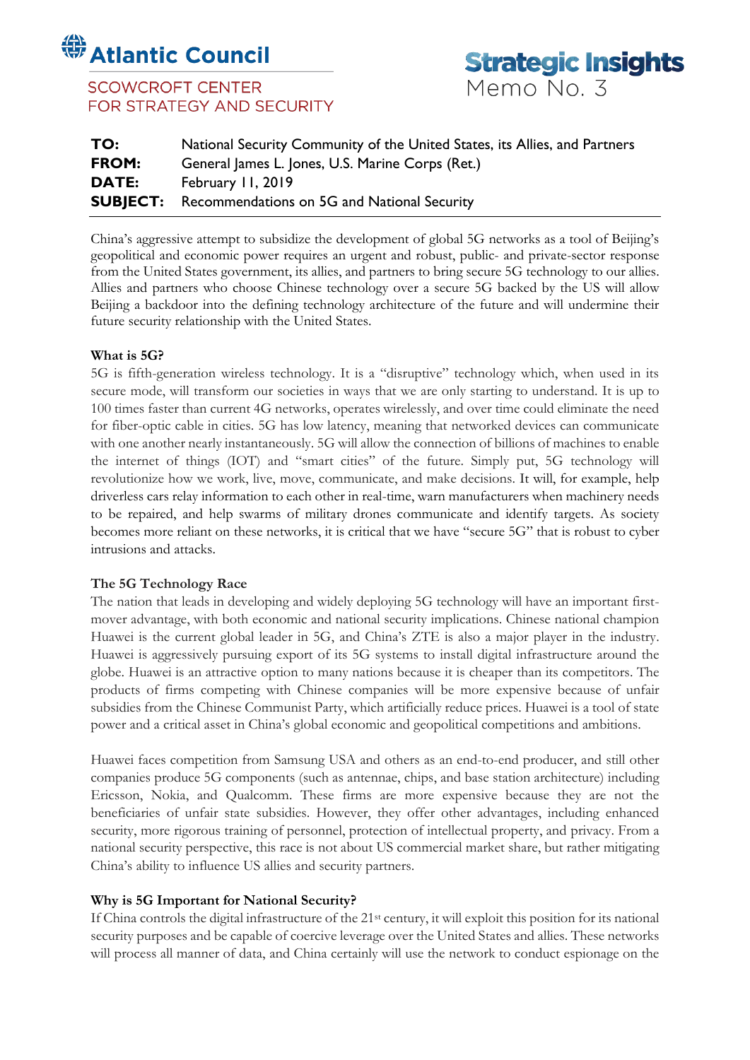**Atlantic Council**

SCOWCROFT CENTER FOR STRATEGY AND SECURITY

**Strategic Insights**
Memo No. 3

| | |
|---|---|
| **TO:** | National Security Community of the United States, its Allies, and Partners |
| **FROM:** | General James L. Jones, U.S. Marine Corps (Ret.) |
| **DATE:** | February 11, 2019 |
| **SUBJECT:** | Recommendations on 5G and National Security |

China's aggressive attempt to subsidize the development of global 5G networks as a tool of Beijing's geopolitical and economic power requires an urgent and robust, public- and private-sector response from the United States government, its allies, and partners to bring secure 5G technology to our allies. Allies and partners who choose Chinese technology over a secure 5G backed by the US will allow Beijing a backdoor into the defining technology architecture of the future and will undermine their future security relationship with the United States.

**What is 5G?**

5G is fifth-generation wireless technology. It is a "disruptive" technology which, when used in its secure mode, will transform our societies in ways that we are only starting to understand. It is up to 100 times faster than current 4G networks, operates wirelessly, and over time could eliminate the need for fiber-optic cable in cities. 5G has low latency, meaning that networked devices can communicate with one another nearly instantaneously. 5G will allow the connection of billions of machines to enable the internet of things (IOT) and "smart cities" of the future. Simply put, 5G technology will revolutionize how we work, live, move, communicate, and make decisions. It will, for example, help driverless cars relay information to each other in real-time, warn manufacturers when machinery needs to be repaired, and help swarms of military drones communicate and identify targets. As society becomes more reliant on these networks, it is critical that we have "secure 5G" that is robust to cyber intrusions and attacks.

**The 5G Technology Race**

The nation that leads in developing and widely deploying 5G technology will have an important first-mover advantage, with both economic and national security implications. Chinese national champion Huawei is the current global leader in 5G, and China's ZTE is also a major player in the industry. Huawei is aggressively pursuing export of its 5G systems to install digital infrastructure around the globe. Huawei is an attractive option to many nations because it is cheaper than its competitors. The products of firms competing with Chinese companies will be more expensive because of unfair subsidies from the Chinese Communist Party, which artificially reduce prices. Huawei is a tool of state power and a critical asset in China's global economic and geopolitical competitions and ambitions.

Huawei faces competition from Samsung USA and others as an end-to-end producer, and still other companies produce 5G components (such as antennae, chips, and base station architecture) including Ericsson, Nokia, and Qualcomm. These firms are more expensive because they are not the beneficiaries of unfair state subsidies. However, they offer other advantages, including enhanced security, more rigorous training of personnel, protection of intellectual property, and privacy. From a national security perspective, this race is not about US commercial market share, but rather mitigating China's ability to influence US allies and security partners.

**Why is 5G Important for National Security?**

If China controls the digital infrastructure of the 21st century, it will exploit this position for its national security purposes and be capable of coercive leverage over the United States and allies. These networks will process all manner of data, and China certainly will use the network to conduct espionage on the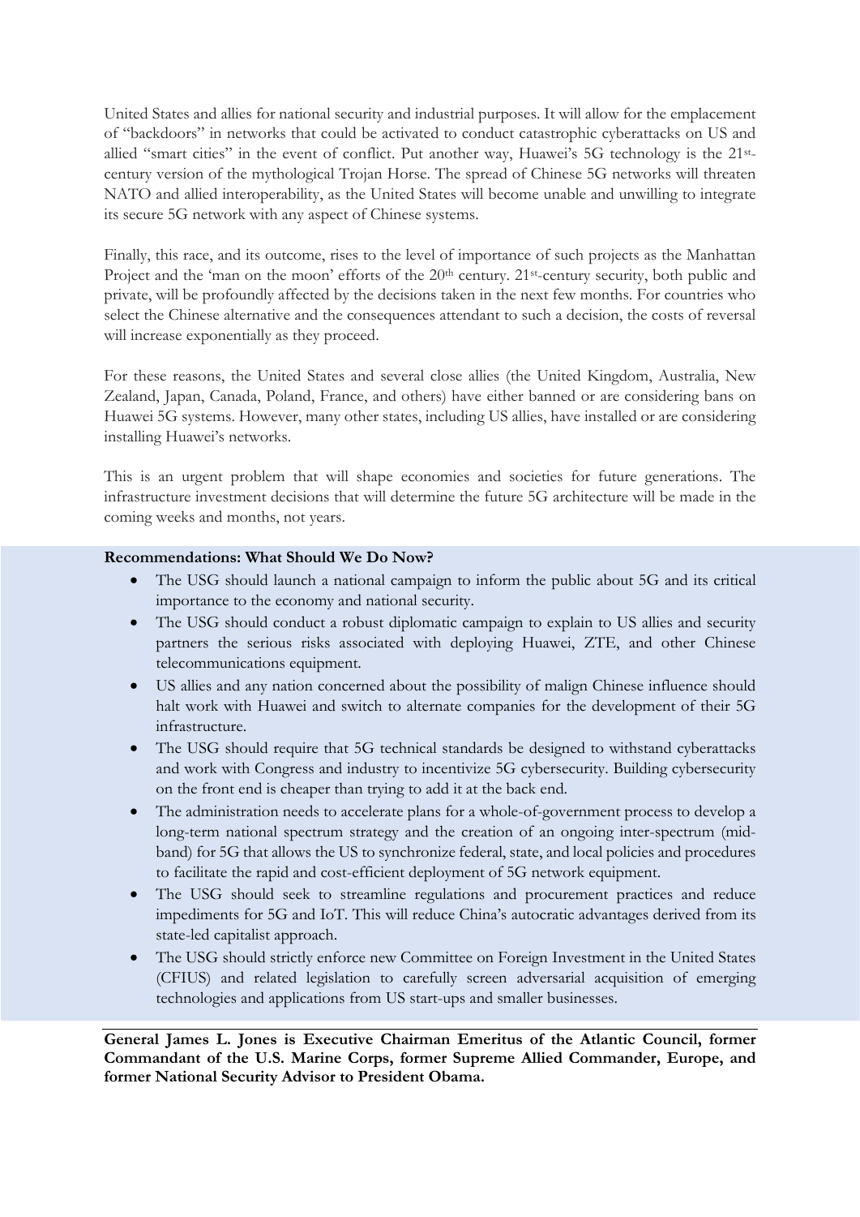United States and allies for national security and industrial purposes. It will allow for the emplacement of "backdoors" in networks that could be activated to conduct catastrophic cyberattacks on US and allied "smart cities" in the event of conflict. Put another way, Huawei's 5G technology is the 21st-century version of the mythological Trojan Horse. The spread of Chinese 5G networks will threaten NATO and allied interoperability, as the United States will become unable and unwilling to integrate its secure 5G network with any aspect of Chinese systems.

Finally, this race, and its outcome, rises to the level of importance of such projects as the Manhattan Project and the 'man on the moon' efforts of the 20th century. 21st-century security, both public and private, will be profoundly affected by the decisions taken in the next few months. For countries who select the Chinese alternative and the consequences attendant to such a decision, the costs of reversal will increase exponentially as they proceed.

For these reasons, the United States and several close allies (the United Kingdom, Australia, New Zealand, Japan, Canada, Poland, France, and others) have either banned or are considering bans on Huawei 5G systems. However, many other states, including US allies, have installed or are considering installing Huawei's networks.

This is an urgent problem that will shape economies and societies for future generations. The infrastructure investment decisions that will determine the future 5G architecture will be made in the coming weeks and months, not years.

**Recommendations: What Should We Do Now?**

- The USG should launch a national campaign to inform the public about 5G and its critical importance to the economy and national security.
- The USG should conduct a robust diplomatic campaign to explain to US allies and security partners the serious risks associated with deploying Huawei, ZTE, and other Chinese telecommunications equipment.
- US allies and any nation concerned about the possibility of malign Chinese influence should halt work with Huawei and switch to alternate companies for the development of their 5G infrastructure.
- The USG should require that 5G technical standards be designed to withstand cyberattacks and work with Congress and industry to incentivize 5G cybersecurity. Building cybersecurity on the front end is cheaper than trying to add it at the back end.
- The administration needs to accelerate plans for a whole-of-government process to develop a long-term national spectrum strategy and the creation of an ongoing inter-spectrum (mid-band) for 5G that allows the US to synchronize federal, state, and local policies and procedures to facilitate the rapid and cost-efficient deployment of 5G network equipment.
- The USG should seek to streamline regulations and procurement practices and reduce impediments for 5G and IoT. This will reduce China's autocratic advantages derived from its state-led capitalist approach.
- The USG should strictly enforce new Committee on Foreign Investment in the United States (CFIUS) and related legislation to carefully screen adversarial acquisition of emerging technologies and applications from US start-ups and smaller businesses.

**General James L. Jones is Executive Chairman Emeritus of the Atlantic Council, former Commandant of the U.S. Marine Corps, former Supreme Allied Commander, Europe, and former National Security Advisor to President Obama.**